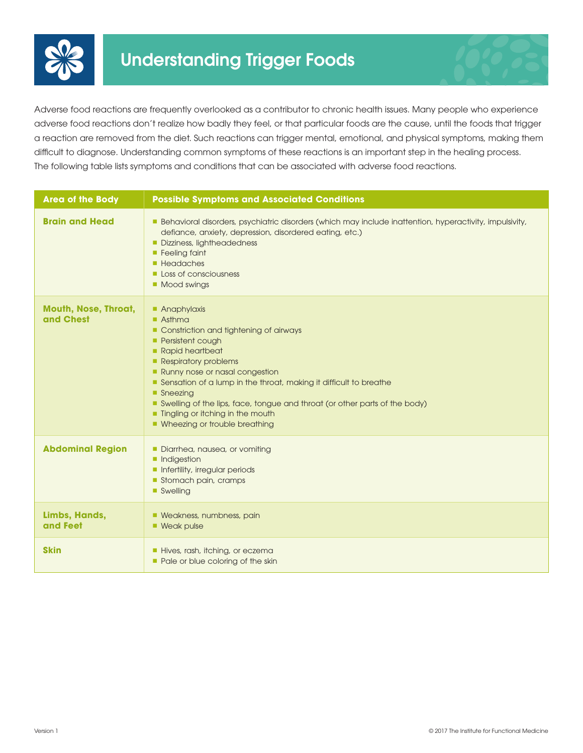# Understanding Trigger Foods

Adverse food reactions are frequently overlooked as a contributor to chronic health issues. Many people who experience adverse food reactions don't realize how badly they feel, or that particular foods are the cause, until the foods that trigger a reaction are removed from the diet. Such reactions can trigger mental, emotional, and physical symptoms, making them difficult to diagnose. Understanding common symptoms of these reactions is an important step in the healing process. The following table lists symptoms and conditions that can be associated with adverse food reactions.

| Area of the Body | Possible Symptoms and Associated Conditions |
| --- | --- |
| **Brain and Head** | ▪ Behavioral disorders, psychiatric disorders (which may include inattention, hyperactivity, impulsivity, defiance, anxiety, depression, disordered eating, etc.)<br>▪ Dizziness, lightheadedness<br>▪ Feeling faint<br>▪ Headaches<br>▪ Loss of consciousness<br>▪ Mood swings |
| **Mouth, Nose, Throat, and Chest** | ▪ Anaphylaxis<br>▪ Asthma<br>▪ Constriction and tightening of airways<br>▪ Persistent cough<br>▪ Rapid heartbeat<br>▪ Respiratory problems<br>▪ Runny nose or nasal congestion<br>▪ Sensation of a lump in the throat, making it difficult to breathe<br>▪ Sneezing<br>▪ Swelling of the lips, face, tongue and throat (or other parts of the body)<br>▪ Tingling or itching in the mouth<br>▪ Wheezing or trouble breathing |
| **Abdominal Region** | ▪ Diarrhea, nausea, or vomiting<br>▪ Indigestion<br>▪ Infertility, irregular periods<br>▪ Stomach pain, cramps<br>▪ Swelling |
| **Limbs, Hands, and Feet** | ▪ Weakness, numbness, pain<br>▪ Weak pulse |
| **Skin** | ▪ Hives, rash, itching, or eczema<br>▪ Pale or blue coloring of the skin |

Version 1

© 2017 The Institute for Functional Medicine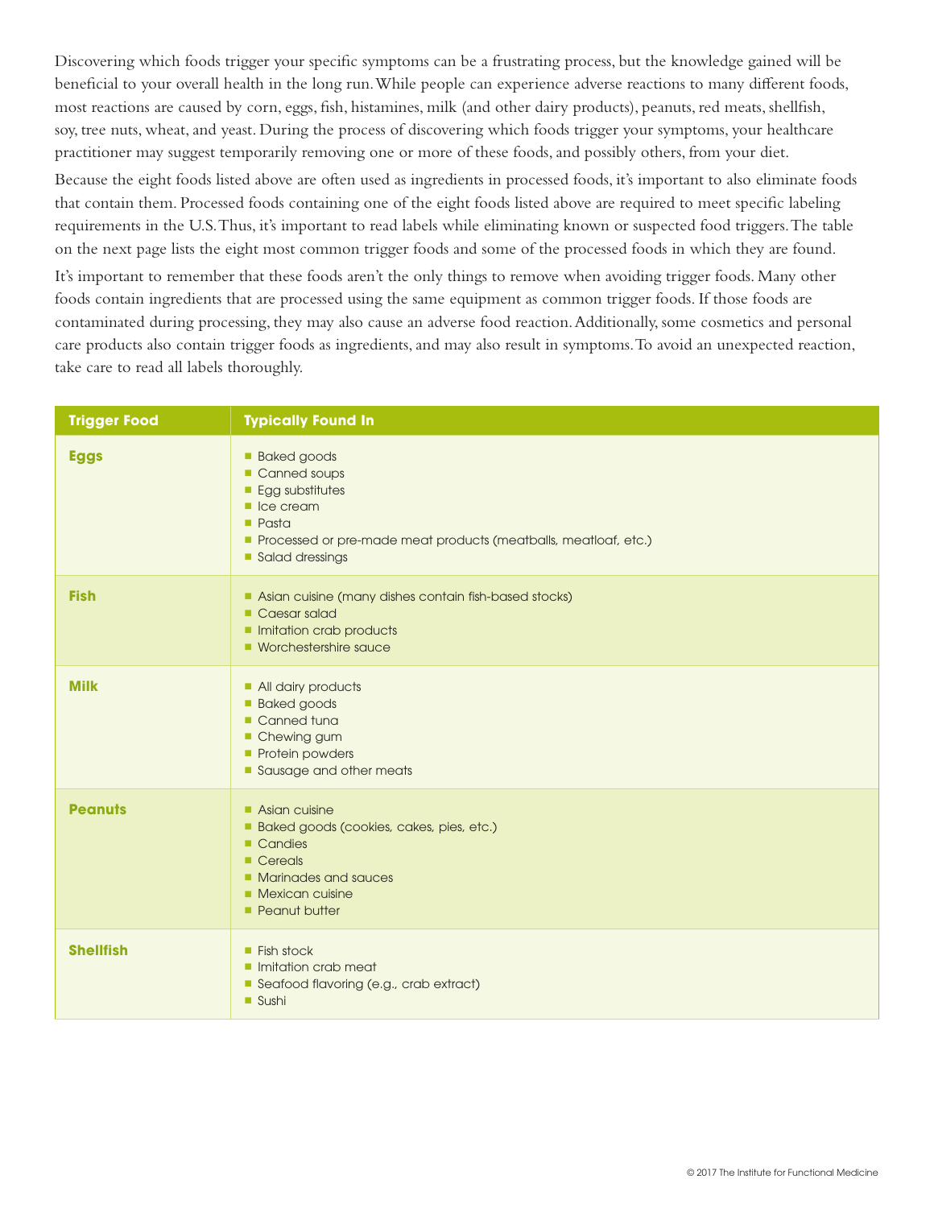Discovering which foods trigger your specific symptoms can be a frustrating process, but the knowledge gained will be beneficial to your overall health in the long run. While people can experience adverse reactions to many different foods, most reactions are caused by corn, eggs, fish, histamines, milk (and other dairy products), peanuts, red meats, shellfish, soy, tree nuts, wheat, and yeast. During the process of discovering which foods trigger your symptoms, your healthcare practitioner may suggest temporarily removing one or more of these foods, and possibly others, from your diet.

Because the eight foods listed above are often used as ingredients in processed foods, it's important to also eliminate foods that contain them. Processed foods containing one of the eight foods listed above are required to meet specific labeling requirements in the U.S. Thus, it's important to read labels while eliminating known or suspected food triggers. The table on the next page lists the eight most common trigger foods and some of the processed foods in which they are found.

It's important to remember that these foods aren't the only things to remove when avoiding trigger foods. Many other foods contain ingredients that are processed using the same equipment as common trigger foods. If those foods are contaminated during processing, they may also cause an adverse food reaction. Additionally, some cosmetics and personal care products also contain trigger foods as ingredients, and may also result in symptoms. To avoid an unexpected reaction, take care to read all labels thoroughly.

| Trigger Food | Typically Found In |
|---|---|
| **Eggs** | ■ Baked goods<br>■ Canned soups<br>■ Egg substitutes<br>■ Ice cream<br>■ Pasta<br>■ Processed or pre-made meat products (meatballs, meatloaf, etc.)<br>■ Salad dressings |
| **Fish** | ■ Asian cuisine (many dishes contain fish-based stocks)<br>■ Caesar salad<br>■ Imitation crab products<br>■ Worchestershire sauce |
| **Milk** | ■ All dairy products<br>■ Baked goods<br>■ Canned tuna<br>■ Chewing gum<br>■ Protein powders<br>■ Sausage and other meats |
| **Peanuts** | ■ Asian cuisine<br>■ Baked goods (cookies, cakes, pies, etc.)<br>■ Candies<br>■ Cereals<br>■ Marinades and sauces<br>■ Mexican cuisine<br>■ Peanut butter |
| **Shellfish** | ■ Fish stock<br>■ Imitation crab meat<br>■ Seafood flavoring (e.g., crab extract)<br>■ Sushi |

© 2017 The Institute for Functional Medicine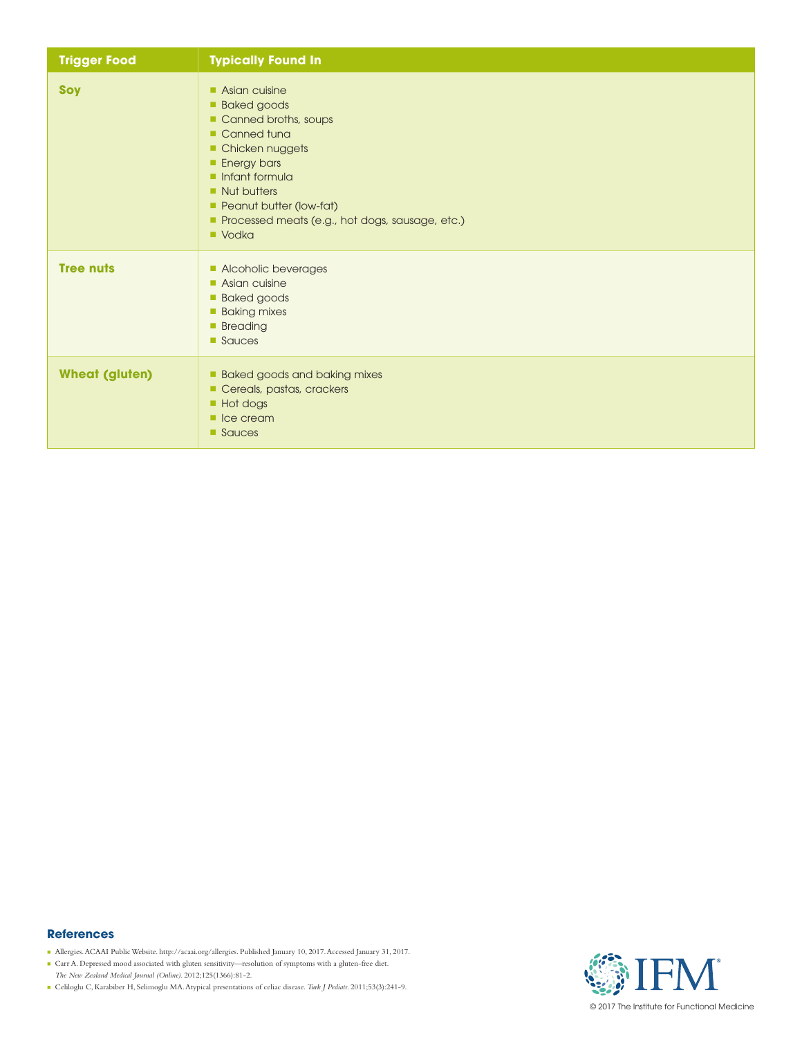| Trigger Food | Typically Found In |
|---|---|
| **Soy** | ■ Asian cuisine<br>■ Baked goods<br>■ Canned broths, soups<br>■ Canned tuna<br>■ Chicken nuggets<br>■ Energy bars<br>■ Infant formula<br>■ Nut butters<br>■ Peanut butter (low-fat)<br>■ Processed meats (e.g., hot dogs, sausage, etc.)<br>■ Vodka |
| **Tree nuts** | ■ Alcoholic beverages<br>■ Asian cuisine<br>■ Baked goods<br>■ Baking mixes<br>■ Breading<br>■ Sauces |
| **Wheat (gluten)** | ■ Baked goods and baking mixes<br>■ Cereals, pastas, crackers<br>■ Hot dogs<br>■ Ice cream<br>■ Sauces |

## References

- Allergies. ACAAI Public Website. http://acaai.org/allergies. Published January 10, 2017. Accessed January 31, 2017.
- Carr A. Depressed mood associated with gluten sensitivity—resolution of symptoms with a gluten-free diet. *The New Zealand Medical Journal (Online)*. 2012;125(1366):81-2.
- Celiloglu C, Karabiber H, Selimoglu MA. Atypical presentations of celiac disease. *Turk J Pediatr*. 2011;53(3):241-9.

© 2017 The Institute for Functional Medicine